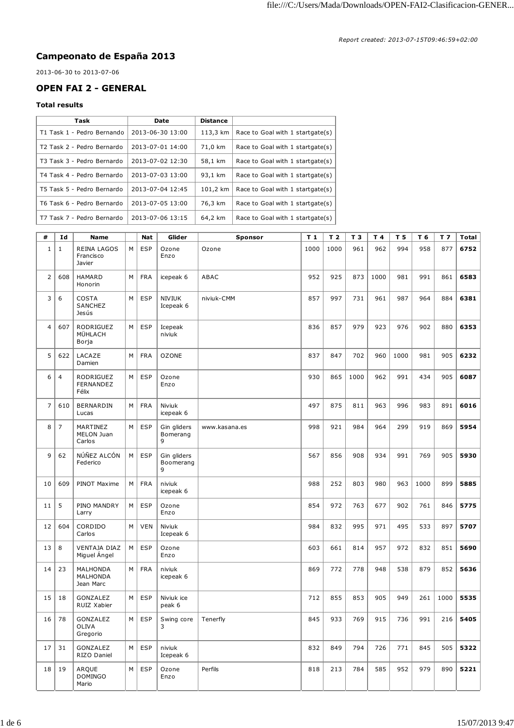*Report created: 2013-07-15T09:46:59+02:00*

# Campeonato de España 2013

2013-06-30 to 2013-07-06

## OPEN FAI 2 - GENERAL

**Total results**

| Task | Date | Distance | |
|---|---|---|---|
| T1 Task 1 - Pedro Bernando | 2013-06-30 13:00 | 113,3 km | Race to Goal with 1 startgate(s) |
| T2 Task 2 - Pedro Bernardo | 2013-07-01 14:00 | 71,0 km | Race to Goal with 1 startgate(s) |
| T3 Task 3 - Pedro Bernardo | 2013-07-02 12:30 | 58,1 km | Race to Goal with 1 startgate(s) |
| T4 Task 4 - Pedro Bernardo | 2013-07-03 13:00 | 93,1 km | Race to Goal with 1 startgate(s) |
| T5 Task 5 - Pedro Bernardo | 2013-07-04 12:45 | 101,2 km | Race to Goal with 1 startgate(s) |
| T6 Task 6 - Pedro Bernardo | 2013-07-05 13:00 | 76,3 km | Race to Goal with 1 startgate(s) |
| T7 Task 7 - Pedro Bernardo | 2013-07-06 13:15 | 64,2 km | Race to Goal with 1 startgate(s) |

| # | Id | Name | | Nat | Glider | Sponsor | T 1 | T 2 | T 3 | T 4 | T 5 | T 6 | T 7 | Total |
|---|---|---|---|---|---|---|---|---|---|---|---|---|---|---|
| 1 | 1 | REINA LAGOS Francisco Javier | M | ESP | Ozone Enzo | Ozone | 1000 | 1000 | 961 | 962 | 994 | 958 | 877 | **6752** |
| 2 | 608 | HAMARD Honorin | M | FRA | icepeak 6 | ABAC | 952 | 925 | 873 | 1000 | 981 | 991 | 861 | **6583** |
| 3 | 6 | COSTA SANCHEZ Jesús | M | ESP | NIVIUK Icepeak 6 | niviuk-CMM | 857 | 997 | 731 | 961 | 987 | 964 | 884 | **6381** |
| 4 | 607 | RODRIGUEZ MÜHLACH Borja | M | ESP | Icepeak niviuk | | 836 | 857 | 979 | 923 | 976 | 902 | 880 | **6353** |
| 5 | 622 | LACAZE Damien | M | FRA | OZONE | | 837 | 847 | 702 | 960 | 1000 | 981 | 905 | **6232** |
| 6 | 4 | RODRIGUEZ FERNANDEZ Félix | M | ESP | Ozone Enzo | | 930 | 865 | 1000 | 962 | 991 | 434 | 905 | **6087** |
| 7 | 610 | BERNARDIN Lucas | M | FRA | Niviuk icepeak 6 | | 497 | 875 | 811 | 963 | 996 | 983 | 891 | **6016** |
| 8 | 7 | MARTINEZ MELON Juan Carlos | M | ESP | Gin gliders Bomerang 9 | www.kasana.es | 998 | 921 | 984 | 964 | 299 | 919 | 869 | **5954** |
| 9 | 62 | NÚÑEZ ALCÓN Federico | M | ESP | Gin gliders Boomerang 9 | | 567 | 856 | 908 | 934 | 991 | 769 | 905 | **5930** |
| 10 | 609 | PINOT Maxime | M | FRA | niviuk icepeak 6 | | 988 | 252 | 803 | 980 | 963 | 1000 | 899 | **5885** |
| 11 | 5 | PINO MANDRY Larry | M | ESP | Ozone Enzo | | 854 | 972 | 763 | 677 | 902 | 761 | 846 | **5775** |
| 12 | 604 | CORDIDO Carlos | M | VEN | Niviuk Icepeak 6 | | 984 | 832 | 995 | 971 | 495 | 533 | 897 | **5707** |
| 13 | 8 | VENTAJA DIAZ Miguel Ángel | M | ESP | Ozone Enzo | | 603 | 661 | 814 | 957 | 972 | 832 | 851 | **5690** |
| 14 | 23 | MALHONDA MALHONDA Jean Marc | M | FRA | niviuk icepeak 6 | | 869 | 772 | 778 | 948 | 538 | 879 | 852 | **5636** |
| 15 | 18 | GONZALEZ RUIZ Xabier | M | ESP | Niviuk ice peak 6 | | 712 | 855 | 853 | 905 | 949 | 261 | 1000 | **5535** |
| 16 | 78 | GONZALEZ OLIVA Gregorio | M | ESP | Swing core 3 | Tenerfly | 845 | 933 | 769 | 915 | 736 | 991 | 216 | **5405** |
| 17 | 31 | GONZALEZ RIZO Daniel | M | ESP | niviuk Icepeak 6 | | 832 | 849 | 794 | 726 | 771 | 845 | 505 | **5322** |
| 18 | 19 | ARQUE DOMINGO Mario | M | ESP | Ozone Enzo | Perfils | 818 | 213 | 784 | 585 | 952 | 979 | 890 | **5221** |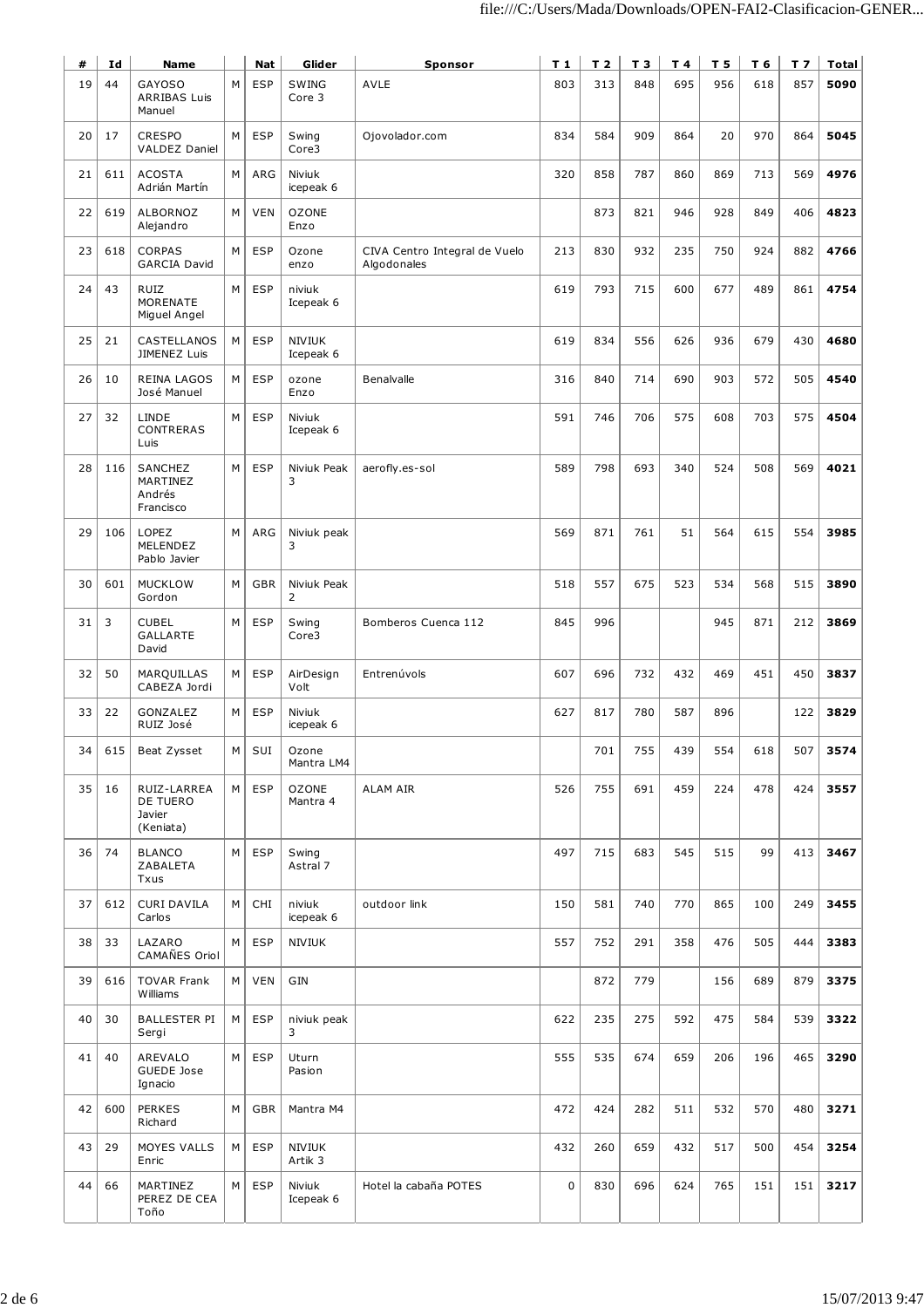| # | Id | Name | | Nat | Glider | Sponsor | T 1 | T 2 | T 3 | T 4 | T 5 | T 6 | T 7 | Total |
|---|---|---|---|---|---|---|---|---|---|---|---|---|---|---|
| 19 | 44 | GAYOSO ARRIBAS Luis Manuel | M | ESP | SWING Core 3 | AVLE | 803 | 313 | 848 | 695 | 956 | 618 | 857 | **5090** |
| 20 | 17 | CRESPO VALDEZ Daniel | M | ESP | Swing Core3 | Ojovolador.com | 834 | 584 | 909 | 864 | 20 | 970 | 864 | **5045** |
| 21 | 611 | ACOSTA Adrián Martín | M | ARG | Niviuk icepeak 6 | | 320 | 858 | 787 | 860 | 869 | 713 | 569 | **4976** |
| 22 | 619 | ALBORNOZ Alejandro | M | VEN | OZONE Enzo | | | 873 | 821 | 946 | 928 | 849 | 406 | **4823** |
| 23 | 618 | CORPAS GARCIA David | M | ESP | Ozone enzo | CIVA Centro Integral de Vuelo Algodonales | 213 | 830 | 932 | 235 | 750 | 924 | 882 | **4766** |
| 24 | 43 | RUIZ MORENATE Miguel Angel | M | ESP | niviuk Icepeak 6 | | 619 | 793 | 715 | 600 | 677 | 489 | 861 | **4754** |
| 25 | 21 | CASTELLANOS JIMENEZ Luis | M | ESP | NIVIUK Icepeak 6 | | 619 | 834 | 556 | 626 | 936 | 679 | 430 | **4680** |
| 26 | 10 | REINA LAGOS José Manuel | M | ESP | ozone Enzo | Benalvalle | 316 | 840 | 714 | 690 | 903 | 572 | 505 | **4540** |
| 27 | 32 | LINDE CONTRERAS Luis | M | ESP | Niviuk Icepeak 6 | | 591 | 746 | 706 | 575 | 608 | 703 | 575 | **4504** |
| 28 | 116 | SANCHEZ MARTINEZ Andrés Francisco | M | ESP | Niviuk Peak 3 | aerofly.es-sol | 589 | 798 | 693 | 340 | 524 | 508 | 569 | **4021** |
| 29 | 106 | LOPEZ MELENDEZ Pablo Javier | M | ARG | Niviuk peak 3 | | 569 | 871 | 761 | 51 | 564 | 615 | 554 | **3985** |
| 30 | 601 | MUCKLOW Gordon | M | GBR | Niviuk Peak 2 | | 518 | 557 | 675 | 523 | 534 | 568 | 515 | **3890** |
| 31 | 3 | CUBEL GALLARTE David | M | ESP | Swing Core3 | Bomberos Cuenca 112 | 845 | 996 | | | 945 | 871 | 212 | **3869** |
| 32 | 50 | MARQUILLAS CABEZA Jordi | M | ESP | AirDesign Volt | Entrenúvols | 607 | 696 | 732 | 432 | 469 | 451 | 450 | **3837** |
| 33 | 22 | GONZALEZ RUIZ José | M | ESP | Niviuk icepeak 6 | | 627 | 817 | 780 | 587 | 896 | | 122 | **3829** |
| 34 | 615 | Beat Zysset | M | SUI | Ozone Mantra LM4 | | | 701 | 755 | 439 | 554 | 618 | 507 | **3574** |
| 35 | 16 | RUIZ-LARREA DE TUERO Javier (Keniata) | M | ESP | OZONE Mantra 4 | ALAM AIR | 526 | 755 | 691 | 459 | 224 | 478 | 424 | **3557** |
| 36 | 74 | BLANCO ZABALETA Txus | M | ESP | Swing Astral 7 | | 497 | 715 | 683 | 545 | 515 | 99 | 413 | **3467** |
| 37 | 612 | CURI DAVILA Carlos | M | CHI | niviuk icepeak 6 | outdoor link | 150 | 581 | 740 | 770 | 865 | 100 | 249 | **3455** |
| 38 | 33 | LAZARO CAMAÑES Oriol | M | ESP | NIVIUK | | 557 | 752 | 291 | 358 | 476 | 505 | 444 | **3383** |
| 39 | 616 | TOVAR Frank Williams | M | VEN | GIN | | | 872 | 779 | | 156 | 689 | 879 | **3375** |
| 40 | 30 | BALLESTER PI Sergi | M | ESP | niviuk peak 3 | | 622 | 235 | 275 | 592 | 475 | 584 | 539 | **3322** |
| 41 | 40 | AREVALO GUEDE Jose Ignacio | M | ESP | Uturn Pasion | | 555 | 535 | 674 | 659 | 206 | 196 | 465 | **3290** |
| 42 | 600 | PERKES Richard | M | GBR | Mantra M4 | | 472 | 424 | 282 | 511 | 532 | 570 | 480 | **3271** |
| 43 | 29 | MOYES VALLS Enric | M | ESP | NIVIUK Artik 3 | | 432 | 260 | 659 | 432 | 517 | 500 | 454 | **3254** |
| 44 | 66 | MARTINEZ PEREZ DE CEA Toño | M | ESP | Niviuk Icepeak 6 | Hotel la cabaña POTES | 0 | 830 | 696 | 624 | 765 | 151 | 151 | **3217** |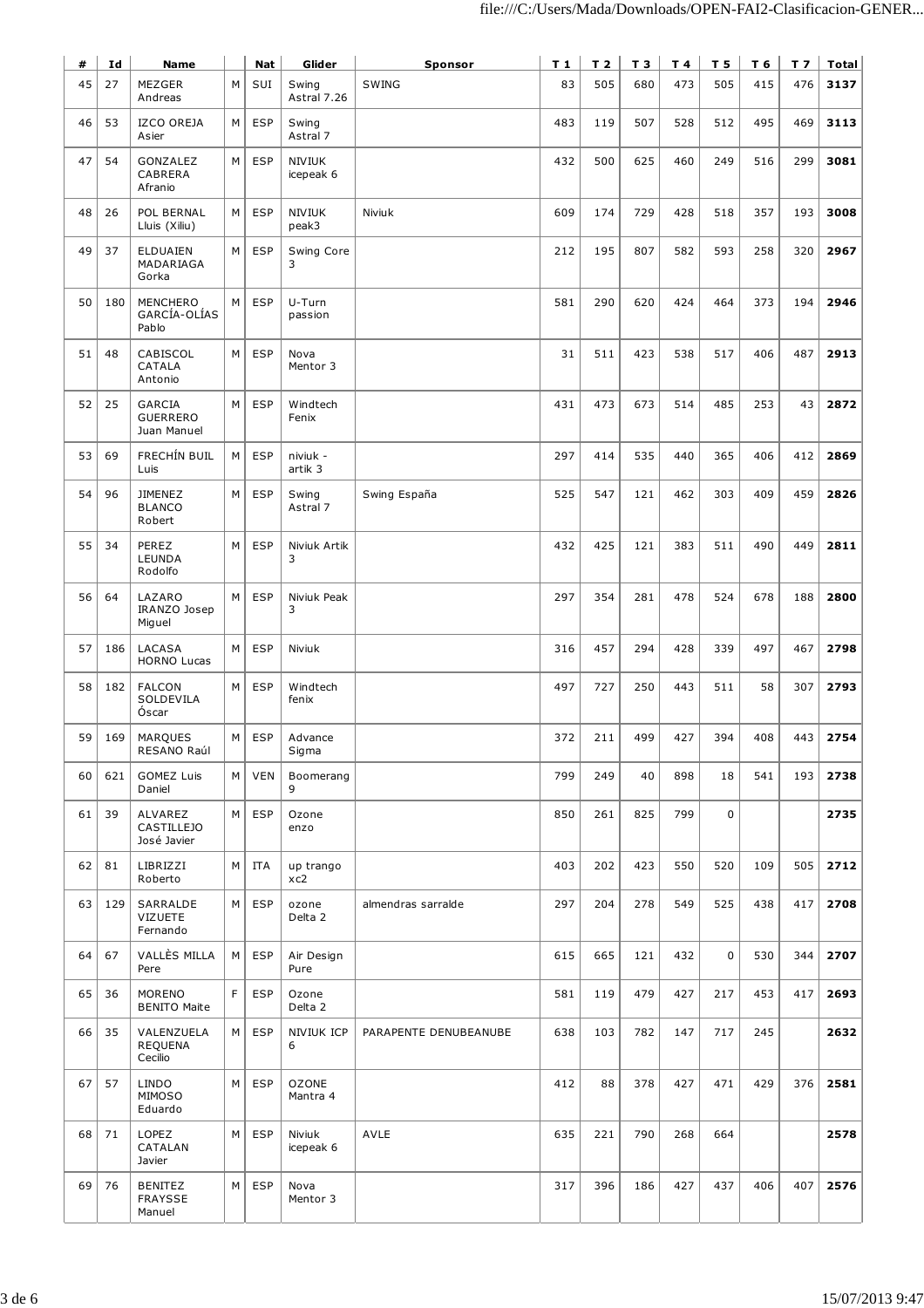| # | Id | Name | | Nat | Glider | Sponsor | T 1 | T 2 | T 3 | T 4 | T 5 | T 6 | T 7 | Total |
|---|---|---|---|---|---|---|---|---|---|---|---|---|---|---|
| 45 | 27 | MEZGER Andreas | M | SUI | Swing Astral 7.26 | SWING | 83 | 505 | 680 | 473 | 505 | 415 | 476 | **3137** |
| 46 | 53 | IZCO OREJA Asier | M | ESP | Swing Astral 7 | | 483 | 119 | 507 | 528 | 512 | 495 | 469 | **3113** |
| 47 | 54 | GONZALEZ CABRERA Afranio | M | ESP | NIVIUK icepeak 6 | | 432 | 500 | 625 | 460 | 249 | 516 | 299 | **3081** |
| 48 | 26 | POL BERNAL Lluis (Xiliu) | M | ESP | NIVIUK peak3 | Niviuk | 609 | 174 | 729 | 428 | 518 | 357 | 193 | **3008** |
| 49 | 37 | ELDUAIEN MADARIAGA Gorka | M | ESP | Swing Core 3 | | 212 | 195 | 807 | 582 | 593 | 258 | 320 | **2967** |
| 50 | 180 | MENCHERO GARCÍA-OLÍAS Pablo | M | ESP | U-Turn passion | | 581 | 290 | 620 | 424 | 464 | 373 | 194 | **2946** |
| 51 | 48 | CABISCOL CATALA Antonio | M | ESP | Nova Mentor 3 | | 31 | 511 | 423 | 538 | 517 | 406 | 487 | **2913** |
| 52 | 25 | GARCIA GUERRERO Juan Manuel | M | ESP | Windtech Fenix | | 431 | 473 | 673 | 514 | 485 | 253 | 43 | **2872** |
| 53 | 69 | FRECHÍN BUIL Luis | M | ESP | niviuk - artik 3 | | 297 | 414 | 535 | 440 | 365 | 406 | 412 | **2869** |
| 54 | 96 | JIMENEZ BLANCO Robert | M | ESP | Swing Astral 7 | Swing España | 525 | 547 | 121 | 462 | 303 | 409 | 459 | **2826** |
| 55 | 34 | PEREZ LEUNDA Rodolfo | M | ESP | Niviuk Artik 3 | | 432 | 425 | 121 | 383 | 511 | 490 | 449 | **2811** |
| 56 | 64 | LAZARO IRANZO Josep Miguel | M | ESP | Niviuk Peak 3 | | 297 | 354 | 281 | 478 | 524 | 678 | 188 | **2800** |
| 57 | 186 | LACASA HORNO Lucas | M | ESP | Niviuk | | 316 | 457 | 294 | 428 | 339 | 497 | 467 | **2798** |
| 58 | 182 | FALCON SOLDEVILA Óscar | M | ESP | Windtech fenix | | 497 | 727 | 250 | 443 | 511 | 58 | 307 | **2793** |
| 59 | 169 | MARQUES RESANO Raúl | M | ESP | Advance Sigma | | 372 | 211 | 499 | 427 | 394 | 408 | 443 | **2754** |
| 60 | 621 | GOMEZ Luis Daniel | M | VEN | Boomerang 9 | | 799 | 249 | 40 | 898 | 18 | 541 | 193 | **2738** |
| 61 | 39 | ALVAREZ CASTILLEJO José Javier | M | ESP | Ozone enzo | | 850 | 261 | 825 | 799 | 0 | | | **2735** |
| 62 | 81 | LIBRIZZI Roberto | M | ITA | up trango xc2 | | 403 | 202 | 423 | 550 | 520 | 109 | 505 | **2712** |
| 63 | 129 | SARRALDE VIZUETE Fernando | M | ESP | ozone Delta 2 | almendras sarralde | 297 | 204 | 278 | 549 | 525 | 438 | 417 | **2708** |
| 64 | 67 | VALLÈS MILLA Pere | M | ESP | Air Design Pure | | 615 | 665 | 121 | 432 | 0 | 530 | 344 | **2707** |
| 65 | 36 | MORENO BENITO Maite | F | ESP | Ozone Delta 2 | | 581 | 119 | 479 | 427 | 217 | 453 | 417 | **2693** |
| 66 | 35 | VALENZUELA REQUENA Cecilio | M | ESP | NIVIUK ICP 6 | PARAPENTE DENUBEANUBE | 638 | 103 | 782 | 147 | 717 | 245 | | **2632** |
| 67 | 57 | LINDO MIMOSO Eduardo | M | ESP | OZONE Mantra 4 | | 412 | 88 | 378 | 427 | 471 | 429 | 376 | **2581** |
| 68 | 71 | LOPEZ CATALAN Javier | M | ESP | Niviuk icepeak 6 | AVLE | 635 | 221 | 790 | 268 | 664 | | | **2578** |
| 69 | 76 | BENITEZ FRAYSSE Manuel | M | ESP | Nova Mentor 3 | | 317 | 396 | 186 | 427 | 437 | 406 | 407 | **2576** |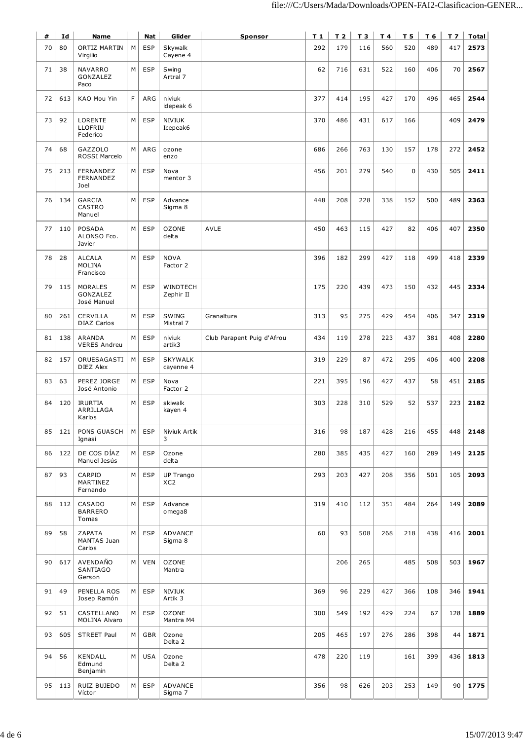| # | Id | Name | | Nat | Glider | Sponsor | T 1 | T 2 | T 3 | T 4 | T 5 | T 6 | T 7 | Total |
|---|---|---|---|---|---|---|---|---|---|---|---|---|---|---|
| 70 | 80 | ORTIZ MARTIN Virgilio | M | ESP | Skywalk Cayene 4 | | 292 | 179 | 116 | 560 | 520 | 489 | 417 | **2573** |
| 71 | 38 | NAVARRO GONZALEZ Paco | M | ESP | Swing Artral 7 | | 62 | 716 | 631 | 522 | 160 | 406 | 70 | **2567** |
| 72 | 613 | KAO Mou Yin | F | ARG | niviuk idepeak 6 | | 377 | 414 | 195 | 427 | 170 | 496 | 465 | **2544** |
| 73 | 92 | LORENTE LLOFRIU Federico | M | ESP | NIVIUK Icepeak6 | | 370 | 486 | 431 | 617 | 166 | | 409 | **2479** |
| 74 | 68 | GAZZOLO ROSSI Marcelo | M | ARG | ozone enzo | | 686 | 266 | 763 | 130 | 157 | 178 | 272 | **2452** |
| 75 | 213 | FERNANDEZ FERNANDEZ Joel | M | ESP | Nova mentor 3 | | 456 | 201 | 279 | 540 | 0 | 430 | 505 | **2411** |
| 76 | 134 | GARCIA CASTRO Manuel | M | ESP | Advance Sigma 8 | | 448 | 208 | 228 | 338 | 152 | 500 | 489 | **2363** |
| 77 | 110 | POSADA ALONSO Fco. Javier | M | ESP | OZONE delta | AVLE | 450 | 463 | 115 | 427 | 82 | 406 | 407 | **2350** |
| 78 | 28 | ALCALA MOLINA Francisco | M | ESP | NOVA Factor 2 | | 396 | 182 | 299 | 427 | 118 | 499 | 418 | **2339** |
| 79 | 115 | MORALES GONZALEZ José Manuel | M | ESP | WINDTECH Zephir II | | 175 | 220 | 439 | 473 | 150 | 432 | 445 | **2334** |
| 80 | 261 | CERVILLA DIAZ Carlos | M | ESP | SWING Mistral 7 | Granaltura | 313 | 95 | 275 | 429 | 454 | 406 | 347 | **2319** |
| 81 | 138 | ARANDA VERES Andreu | M | ESP | niviuk artik3 | Club Parapent Puig d'Afrou | 434 | 119 | 278 | 223 | 437 | 381 | 408 | **2280** |
| 82 | 157 | ORUESAGASTI DIEZ Alex | M | ESP | SKYWALK cayenne 4 | | 319 | 229 | 87 | 472 | 295 | 406 | 400 | **2208** |
| 83 | 63 | PEREZ JORGE José Antonio | M | ESP | Nova Factor 2 | | 221 | 395 | 196 | 427 | 437 | 58 | 451 | **2185** |
| 84 | 120 | IRURTIA ARRILLAGA Karlos | M | ESP | skiwalk kayen 4 | | 303 | 228 | 310 | 529 | 52 | 537 | 223 | **2182** |
| 85 | 121 | PONS GUASCH Ignasi | M | ESP | Niviuk Artik 3 | | 316 | 98 | 187 | 428 | 216 | 455 | 448 | **2148** |
| 86 | 122 | DE COS DÍAZ Manuel Jesús | M | ESP | Ozone delta | | 280 | 385 | 435 | 427 | 160 | 289 | 149 | **2125** |
| 87 | 93 | CARPIO MARTINEZ Fernando | M | ESP | UP Trango XC2 | | 293 | 203 | 427 | 208 | 356 | 501 | 105 | **2093** |
| 88 | 112 | CASADO BARRERO Tomas | M | ESP | Advance omega8 | | 319 | 410 | 112 | 351 | 484 | 264 | 149 | **2089** |
| 89 | 58 | ZAPATA MANTAS Juan Carlos | M | ESP | ADVANCE Sigma 8 | | 60 | 93 | 508 | 268 | 218 | 438 | 416 | **2001** |
| 90 | 617 | AVENDAÑO SANTIAGO Gerson | M | VEN | OZONE Mantra | | | 206 | 265 | | 485 | 508 | 503 | **1967** |
| 91 | 49 | PENELLA ROS Josep Ramón | M | ESP | NIVIUK Artik 3 | | 369 | 96 | 229 | 427 | 366 | 108 | 346 | **1941** |
| 92 | 51 | CASTELLANO MOLINA Alvaro | M | ESP | OZONE Mantra M4 | | 300 | 549 | 192 | 429 | 224 | 67 | 128 | **1889** |
| 93 | 605 | STREET Paul | M | GBR | Ozone Delta 2 | | 205 | 465 | 197 | 276 | 286 | 398 | 44 | **1871** |
| 94 | 56 | KENDALL Edmund Benjamin | M | USA | Ozone Delta 2 | | 478 | 220 | 119 | | 161 | 399 | 436 | **1813** |
| 95 | 113 | RUIZ BUJEDO Víctor | M | ESP | ADVANCE Sigma 7 | | 356 | 98 | 626 | 203 | 253 | 149 | 90 | **1775** |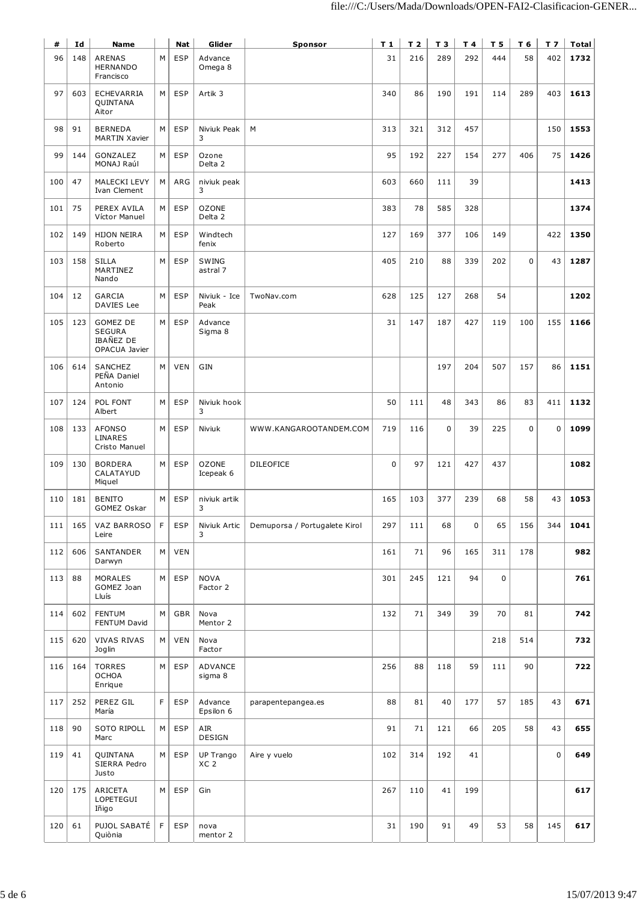| # | Id | Name | | Nat | Glider | Sponsor | T 1 | T 2 | T 3 | T 4 | T 5 | T 6 | T 7 | Total |
|---|---|---|---|---|---|---|---|---|---|---|---|---|---|---|
| 96 | 148 | ARENAS HERNANDO Francisco | M | ESP | Advance Omega 8 | | 31 | 216 | 289 | 292 | 444 | 58 | 402 | **1732** |
| 97 | 603 | ECHEVARRIA QUINTANA Aitor | M | ESP | Artik 3 | | 340 | 86 | 190 | 191 | 114 | 289 | 403 | **1613** |
| 98 | 91 | BERNEDA MARTIN Xavier | M | ESP | Niviuk Peak 3 | M | 313 | 321 | 312 | 457 | | | 150 | **1553** |
| 99 | 144 | GONZALEZ MONAJ Raúl | M | ESP | Ozone Delta 2 | | 95 | 192 | 227 | 154 | 277 | 406 | 75 | **1426** |
| 100 | 47 | MALECKI LEVY Ivan Clement | M | ARG | niviuk peak 3 | | 603 | 660 | 111 | 39 | | | | **1413** |
| 101 | 75 | PEREX AVILA Víctor Manuel | M | ESP | OZONE Delta 2 | | 383 | 78 | 585 | 328 | | | | **1374** |
| 102 | 149 | HIJON NEIRA Roberto | M | ESP | Windtech fenix | | 127 | 169 | 377 | 106 | 149 | | 422 | **1350** |
| 103 | 158 | SILLA MARTINEZ Nando | M | ESP | SWING astral 7 | | 405 | 210 | 88 | 339 | 202 | 0 | 43 | **1287** |
| 104 | 12 | GARCIA DAVIES Lee | M | ESP | Niviuk - Ice Peak | TwoNav.com | 628 | 125 | 127 | 268 | 54 | | | **1202** |
| 105 | 123 | GOMEZ DE SEGURA IBAÑEZ DE OPACUA Javier | M | ESP | Advance Sigma 8 | | 31 | 147 | 187 | 427 | 119 | 100 | 155 | **1166** |
| 106 | 614 | SANCHEZ PEÑA Daniel Antonio | M | VEN | GIN | | | | 197 | 204 | 507 | 157 | 86 | **1151** |
| 107 | 124 | POL FONT Albert | M | ESP | Niviuk hook 3 | | 50 | 111 | 48 | 343 | 86 | 83 | 411 | **1132** |
| 108 | 133 | AFONSO LINARES Cristo Manuel | M | ESP | Niviuk | WWW.KANGAROOTANDEM.COM | 719 | 116 | 0 | 39 | 225 | 0 | 0 | **1099** |
| 109 | 130 | BORDERA CALATAYUD Miquel | M | ESP | OZONE Icepeak 6 | DILEOFICE | 0 | 97 | 121 | 427 | 437 | | | **1082** |
| 110 | 181 | BENITO GOMEZ Oskar | M | ESP | niviuk artik 3 | | 165 | 103 | 377 | 239 | 68 | 58 | 43 | **1053** |
| 111 | 165 | VAZ BARROSO Leire | F | ESP | Niviuk Artic 3 | Demuporsa / Portugalete Kirol | 297 | 111 | 68 | 0 | 65 | 156 | 344 | **1041** |
| 112 | 606 | SANTANDER Darwyn | M | VEN | | | 161 | 71 | 96 | 165 | 311 | 178 | | **982** |
| 113 | 88 | MORALES GOMEZ Joan Lluís | M | ESP | NOVA Factor 2 | | 301 | 245 | 121 | 94 | 0 | | | **761** |
| 114 | 602 | FENTUM FENTUM David | M | GBR | Nova Mentor 2 | | 132 | 71 | 349 | 39 | 70 | 81 | | **742** |
| 115 | 620 | VIVAS RIVAS Joglin | M | VEN | Nova Factor | | | | | | 218 | 514 | | **732** |
| 116 | 164 | TORRES OCHOA Enrique | M | ESP | ADVANCE sigma 8 | | 256 | 88 | 118 | 59 | 111 | 90 | | **722** |
| 117 | 252 | PEREZ GIL María | F | ESP | Advance Epsilon 6 | parapentepangea.es | 88 | 81 | 40 | 177 | 57 | 185 | 43 | **671** |
| 118 | 90 | SOTO RIPOLL Marc | M | ESP | AIR DESIGN | | 91 | 71 | 121 | 66 | 205 | 58 | 43 | **655** |
| 119 | 41 | QUINTANA SIERRA Pedro Justo | M | ESP | UP Trango XC 2 | Aire y vuelo | 102 | 314 | 192 | 41 | | | 0 | **649** |
| 120 | 175 | ARICETA LOPETEGUI Iñigo | M | ESP | Gin | | 267 | 110 | 41 | 199 | | | | **617** |
| 120 | 61 | PUJOL SABATÉ Quiònia | F | ESP | nova mentor 2 | | 31 | 190 | 91 | 49 | 53 | 58 | 145 | **617** |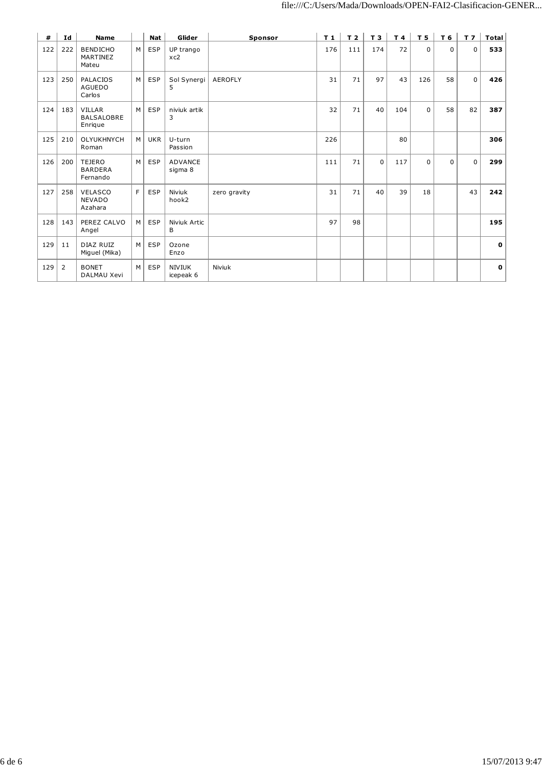| # | Id | Name | | Nat | Glider | Sponsor | T 1 | T 2 | T 3 | T 4 | T 5 | T 6 | T 7 | Total |
|---|---|---|---|---|---|---|---|---|---|---|---|---|---|---|
| 122 | 222 | BENDICHO MARTINEZ Mateu | M | ESP | UP trango xc2 | | 176 | 111 | 174 | 72 | 0 | 0 | 0 | **533** |
| 123 | 250 | PALACIOS AGUEDO Carlos | M | ESP | Sol Synergi 5 | AEROFLY | 31 | 71 | 97 | 43 | 126 | 58 | 0 | **426** |
| 124 | 183 | VILLAR BALSALOBRE Enrique | M | ESP | niviuk artik 3 | | 32 | 71 | 40 | 104 | 0 | 58 | 82 | **387** |
| 125 | 210 | OLYUKHNYCH Roman | M | UKR | U-turn Passion | | 226 | | | 80 | | | | **306** |
| 126 | 200 | TEJERO BARDERA Fernando | M | ESP | ADVANCE sigma 8 | | 111 | 71 | 0 | 117 | 0 | 0 | 0 | **299** |
| 127 | 258 | VELASCO NEVADO Azahara | F | ESP | Niviuk hook2 | zero gravity | 31 | 71 | 40 | 39 | 18 | | 43 | **242** |
| 128 | 143 | PEREZ CALVO Angel | M | ESP | Niviuk Artic B | | 97 | 98 | | | | | | **195** |
| 129 | 11 | DIAZ RUIZ Miguel (Mika) | M | ESP | Ozone Enzo | | | | | | | | | **0** |
| 129 | 2 | BONET DALMAU Xevi | M | ESP | NIVIUK icepeak 6 | Niviuk | | | | | | | | **0** |